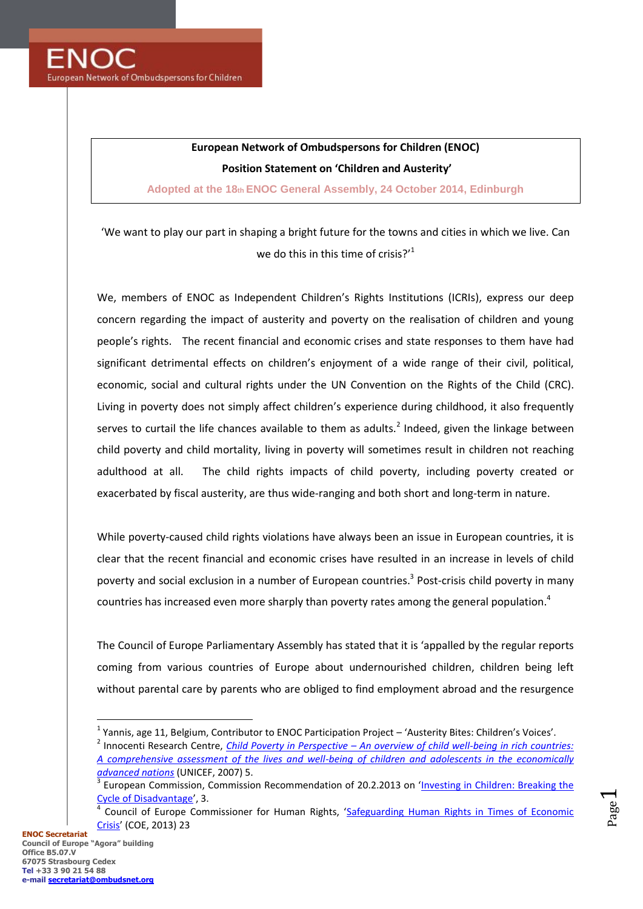**European Network of Ombudspersons for Children (ENOC)**

**Position Statement on 'Children and Austerity'**

Adopted at the 18th ENOC General Assembly, 24 October 2014, Edinburgh

'We want to play our part in shaping a bright future for the towns and cities in which we live. Can we do this in this time of crisis?'[1]

We, members of ENOC as Independent Children's Rights Institutions (ICRIs), express our deep concern regarding the impact of austerity and poverty on the realisation of children and young people's rights. The recent financial and economic crises and state responses to them have had significant detrimental effects on children's enjoyment of a wide range of their civil, political, economic, social and cultural rights under the UN Convention on the Rights of the Child (CRC). Living in poverty does not simply affect children's experience during childhood, it also frequently serves to curtail the life chances available to them as adults.[2] Indeed, given the linkage between child poverty and child mortality, living in poverty will sometimes result in children not reaching adulthood at all. The child rights impacts of child poverty, including poverty created or exacerbated by fiscal austerity, are thus wide-ranging and both short and long-term in nature.

While poverty-caused child rights violations have always been an issue in European countries, it is clear that the recent financial and economic crises have resulted in an increase in levels of child poverty and social exclusion in a number of European countries.[3] Post-crisis child poverty in many countries has increased even more sharply than poverty rates among the general population.[4]

The Council of Europe Parliamentary Assembly has stated that it is 'appalled by the regular reports coming from various countries of Europe about undernourished children, children being left without parental care by parents who are obliged to find employment abroad and the resurgence

---

[1] Yannis, age 11, Belgium, Contributor to ENOC Participation Project – 'Austerity Bites: Children's Voices'.

[2] Innocenti Research Centre, *Child Poverty in Perspective – An overview of child well-being in rich countries: A comprehensive assessment of the lives and well-being of children and adolescents in the economically advanced nations* (UNICEF, 2007) 5.

[3] European Commission, Commission Recommendation of 20.2.2013 on 'Investing in Children: Breaking the Cycle of Disadvantage', 3.

[4] Council of Europe Commissioner for Human Rights, 'Safeguarding Human Rights in Times of Economic Crisis' (COE, 2013) 23

**ENOC Secretariat**
Council of Europe "Agora" building
Office B5.07.V
67075 Strasbourg Cedex
Tel +33 3 90 21 54 88
e-mail secretariat@ombudsnet.org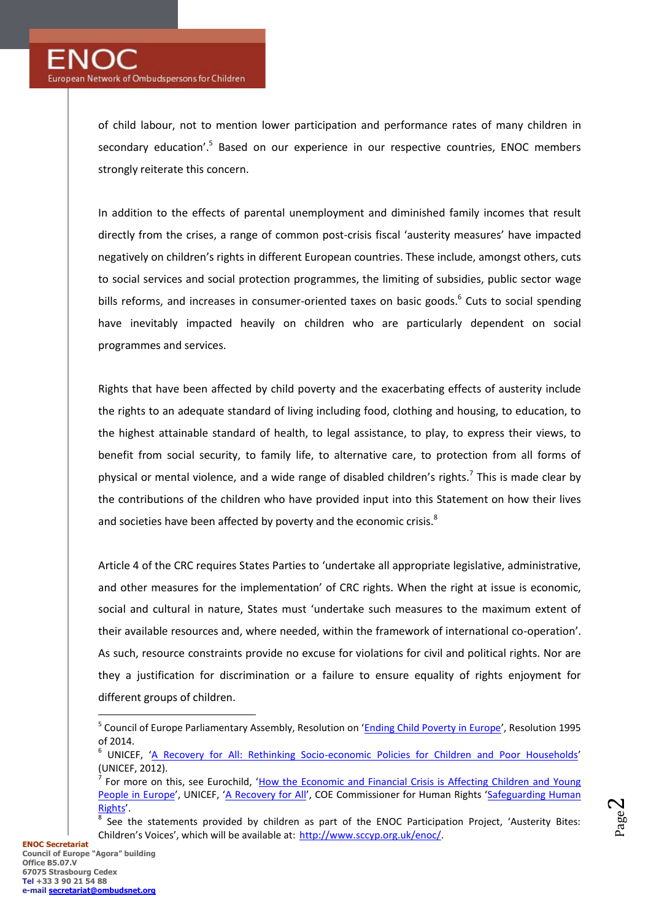of child labour, not to mention lower participation and performance rates of many children in secondary education'.[5] Based on our experience in our respective countries, ENOC members strongly reiterate this concern.

In addition to the effects of parental unemployment and diminished family incomes that result directly from the crises, a range of common post-crisis fiscal 'austerity measures' have impacted negatively on children's rights in different European countries. These include, amongst others, cuts to social services and social protection programmes, the limiting of subsidies, public sector wage bills reforms, and increases in consumer-oriented taxes on basic goods.[6] Cuts to social spending have inevitably impacted heavily on children who are particularly dependent on social programmes and services.

Rights that have been affected by child poverty and the exacerbating effects of austerity include the rights to an adequate standard of living including food, clothing and housing, to education, to the highest attainable standard of health, to legal assistance, to play, to express their views, to benefit from social security, to family life, to alternative care, to protection from all forms of physical or mental violence, and a wide range of disabled children's rights.[7] This is made clear by the contributions of the children who have provided input into this Statement on how their lives and societies have been affected by poverty and the economic crisis.[8]

Article 4 of the CRC requires States Parties to 'undertake all appropriate legislative, administrative, and other measures for the implementation' of CRC rights. When the right at issue is economic, social and cultural in nature, States must 'undertake such measures to the maximum extent of their available resources and, where needed, within the framework of international co-operation'. As such, resource constraints provide no excuse for violations for civil and political rights. Nor are they a justification for discrimination or a failure to ensure equality of rights enjoyment for different groups of children.

---

[5] Council of Europe Parliamentary Assembly, Resolution on 'Ending Child Poverty in Europe', Resolution 1995 of 2014.

[6] UNICEF, 'A Recovery for All: Rethinking Socio-economic Policies for Children and Poor Households' (UNICEF, 2012).

[7] For more on this, see Eurochild, 'How the Economic and Financial Crisis is Affecting Children and Young People in Europe', UNICEF, 'A Recovery for All', COE Commissioner for Human Rights 'Safeguarding Human Rights'.

[8] See the statements provided by children as part of the ENOC Participation Project, 'Austerity Bites: Children's Voices', which will be available at: http://www.sccyp.org.uk/enoc/.

**ENOC Secretariat**
**Council of Europe "Agora" building**
**Office B5.07.V**
**67075 Strasbourg Cedex**
**Tel +33 3 90 21 54 88**
**e-mail secretariat@ombudsnet.org**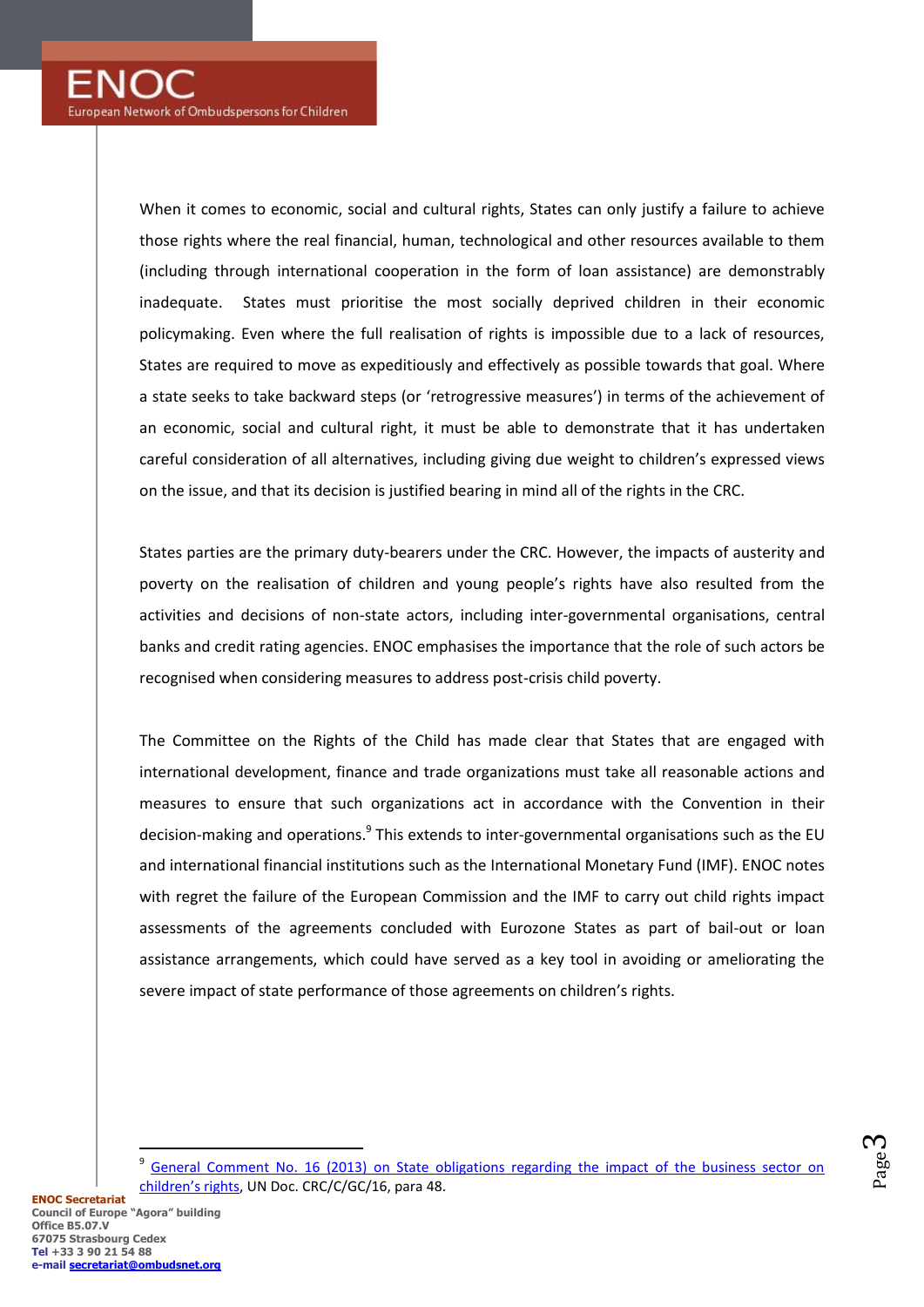When it comes to economic, social and cultural rights, States can only justify a failure to achieve those rights where the real financial, human, technological and other resources available to them (including through international cooperation in the form of loan assistance) are demonstrably inadequate. States must prioritise the most socially deprived children in their economic policymaking. Even where the full realisation of rights is impossible due to a lack of resources, States are required to move as expeditiously and effectively as possible towards that goal. Where a state seeks to take backward steps (or 'retrogressive measures') in terms of the achievement of an economic, social and cultural right, it must be able to demonstrate that it has undertaken careful consideration of all alternatives, including giving due weight to children's expressed views on the issue, and that its decision is justified bearing in mind all of the rights in the CRC.

States parties are the primary duty-bearers under the CRC. However, the impacts of austerity and poverty on the realisation of children and young people's rights have also resulted from the activities and decisions of non-state actors, including inter-governmental organisations, central banks and credit rating agencies. ENOC emphasises the importance that the role of such actors be recognised when considering measures to address post-crisis child poverty.

The Committee on the Rights of the Child has made clear that States that are engaged with international development, finance and trade organizations must take all reasonable actions and measures to ensure that such organizations act in accordance with the Convention in their decision-making and operations.[9] This extends to inter-governmental organisations such as the EU and international financial institutions such as the International Monetary Fund (IMF). ENOC notes with regret the failure of the European Commission and the IMF to carry out child rights impact assessments of the agreements concluded with Eurozone States as part of bail-out or loan assistance arrangements, which could have served as a key tool in avoiding or ameliorating the severe impact of state performance of those agreements on children's rights.

---

[9] General Comment No. 16 (2013) on State obligations regarding the impact of the business sector on children's rights, UN Doc. CRC/C/GC/16, para 48.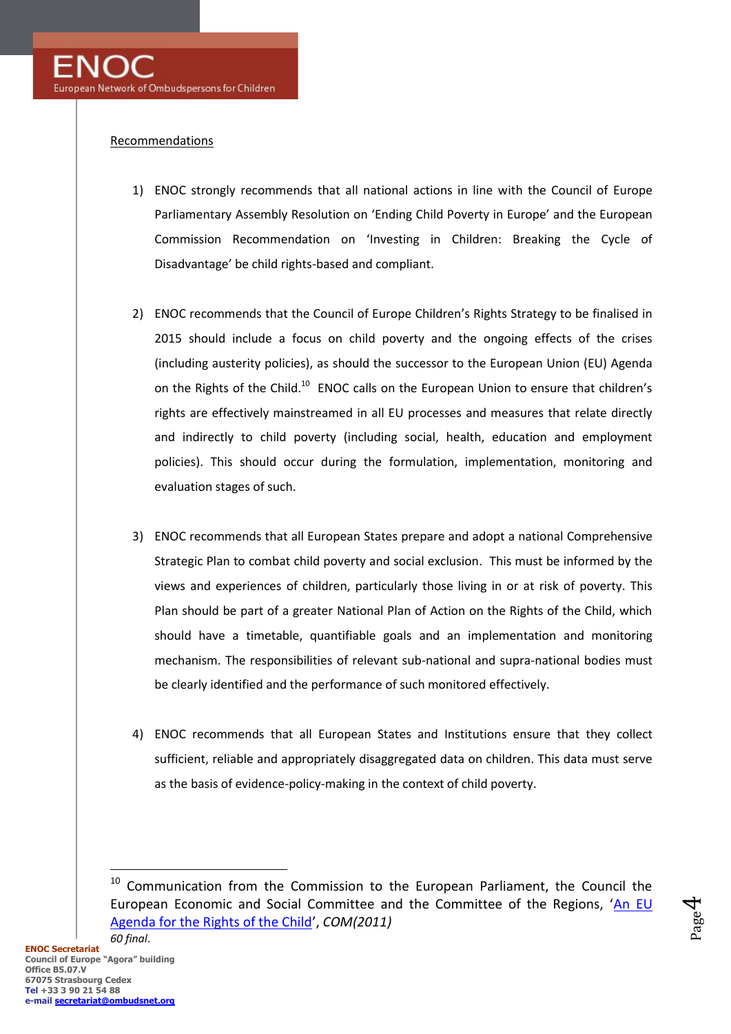Recommendations

1) ENOC strongly recommends that all national actions in line with the Council of Europe Parliamentary Assembly Resolution on 'Ending Child Poverty in Europe' and the European Commission Recommendation on 'Investing in Children: Breaking the Cycle of Disadvantage' be child rights-based and compliant.

2) ENOC recommends that the Council of Europe Children's Rights Strategy to be finalised in 2015 should include a focus on child poverty and the ongoing effects of the crises (including austerity policies), as should the successor to the European Union (EU) Agenda on the Rights of the Child.[10] ENOC calls on the European Union to ensure that children's rights are effectively mainstreamed in all EU processes and measures that relate directly and indirectly to child poverty (including social, health, education and employment policies). This should occur during the formulation, implementation, monitoring and evaluation stages of such.

3) ENOC recommends that all European States prepare and adopt a national Comprehensive Strategic Plan to combat child poverty and social exclusion. This must be informed by the views and experiences of children, particularly those living in or at risk of poverty. This Plan should be part of a greater National Plan of Action on the Rights of the Child, which should have a timetable, quantifiable goals and an implementation and monitoring mechanism. The responsibilities of relevant sub-national and supra-national bodies must be clearly identified and the performance of such monitored effectively.

4) ENOC recommends that all European States and Institutions ensure that they collect sufficient, reliable and appropriately disaggregated data on children. This data must serve as the basis of evidence-policy-making in the context of child poverty.

---

[10] Communication from the Commission to the European Parliament, the Council the European Economic and Social Committee and the Committee of the Regions, 'An EU Agenda for the Rights of the Child', *COM(2011) 60 final*.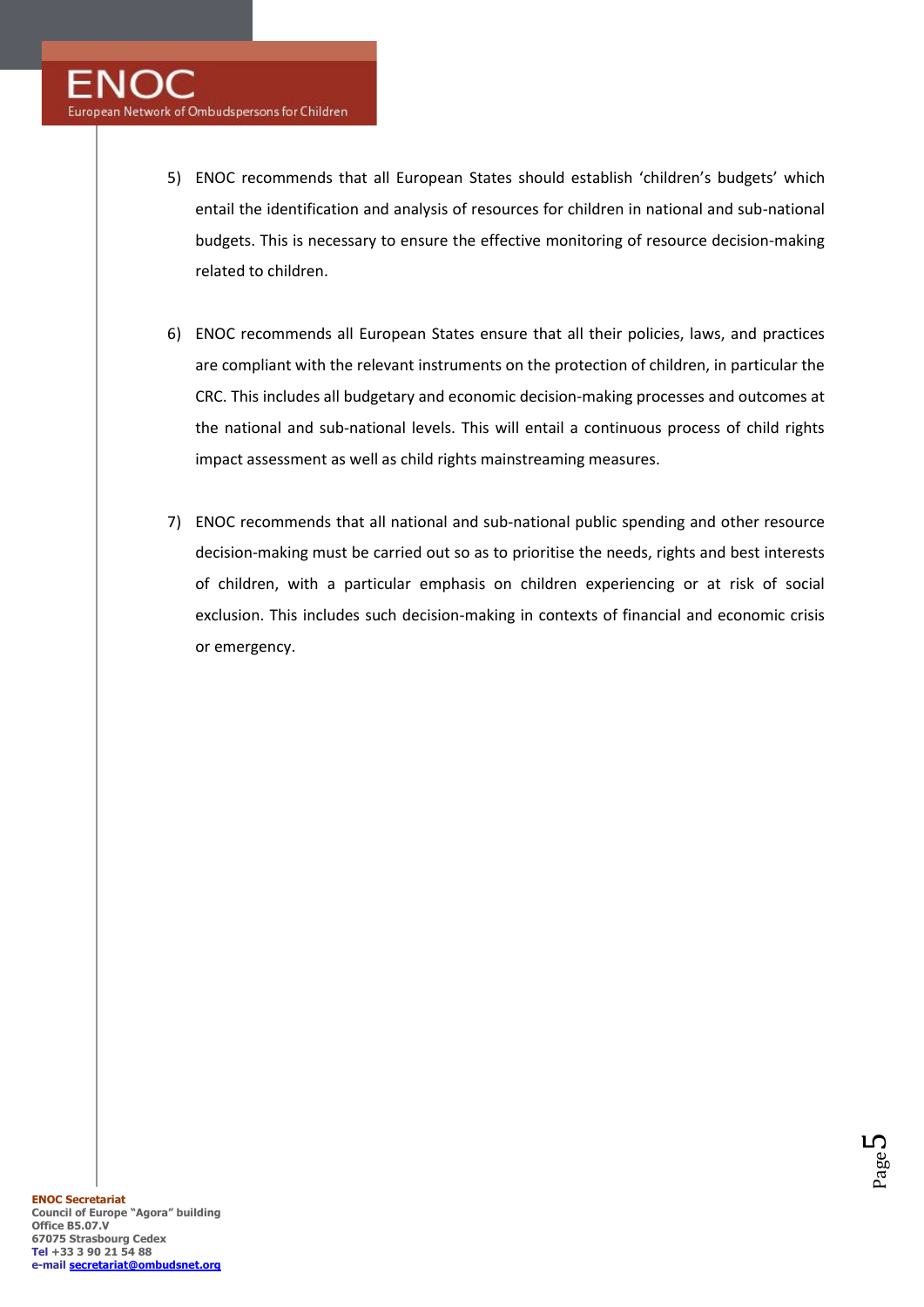5) ENOC recommends that all European States should establish 'children's budgets' which entail the identification and analysis of resources for children in national and sub-national budgets. This is necessary to ensure the effective monitoring of resource decision-making related to children.

6) ENOC recommends all European States ensure that all their policies, laws, and practices are compliant with the relevant instruments on the protection of children, in particular the CRC. This includes all budgetary and economic decision-making processes and outcomes at the national and sub-national levels. This will entail a continuous process of child rights impact assessment as well as child rights mainstreaming measures.

7) ENOC recommends that all national and sub-national public spending and other resource decision-making must be carried out so as to prioritise the needs, rights and best interests of children, with a particular emphasis on children experiencing or at risk of social exclusion. This includes such decision-making in contexts of financial and economic crisis or emergency.